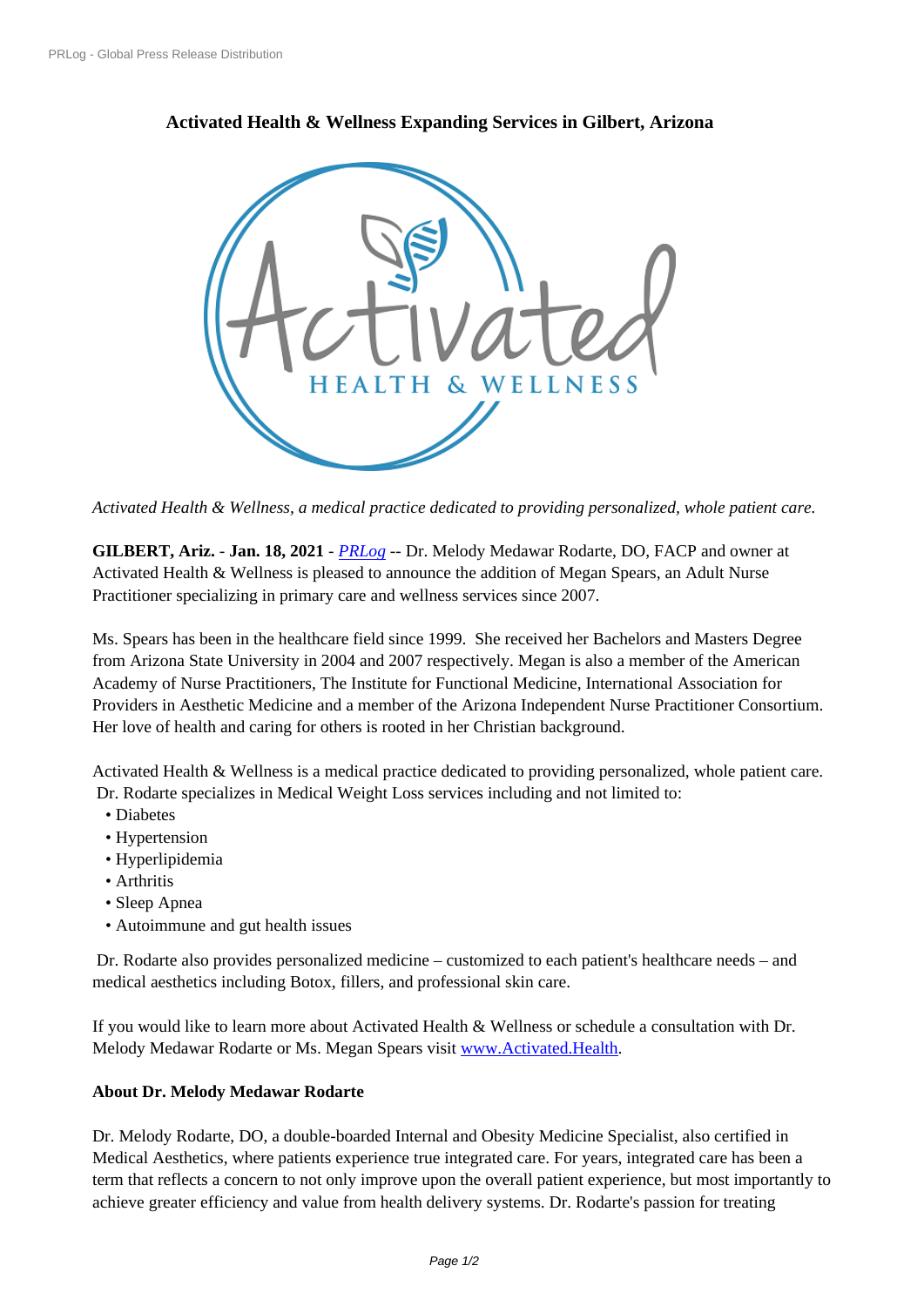**Activated Health & Wellness Expanding Services in Gilbert, Arizona**

*Activated Health & Wellness, a medical practice dedicated to providing personalized, whole patient care.*

**GILBERT, Ariz.** - **Jan. 18, 2021** - *PRLog* -- Dr. Melody Medawar Rodarte, DO, FACP and owner at Activated Health & Wellness is pleased to announce the addition of Megan Spears, an Adult Nurse Practitioner specializing in primary care and wellness services since 2007.

Ms. Spears has been in the healthcare field since 1999. She received her Bachelors and Masters Degree from Arizona State University in 2004 and 2007 respectively. Megan is also a member of the American Academy of Nurse Practitioners, The Institute for Functional Medicine, International Association for Providers in Aesthetic Medicine and a member of the Arizona Independent Nurse Practitioner Consortium. Her love of health and caring for others is rooted in her Christian background.

Activated Health & Wellness is a medical practice dedicated to providing personalized, whole patient care. Dr. Rodarte specializes in Medical Weight Loss services including and not limited to:

- Diabetes
- Hypertension
- Hyperlipidemia
- Arthritis
- Sleep Apnea
- Autoimmune and gut health issues

Dr. Rodarte also provides personalized medicine – customized to each patient's healthcare needs – and medical aesthetics including Botox, fillers, and professional skin care.

If you would like to learn more about Activated Health & Wellness or schedule a consultation with Dr. Melody Medawar Rodarte or Ms. Megan Spears visit www.Activated.Health.

**About Dr. Melody Medawar Rodarte**

Dr. Melody Rodarte, DO, a double-boarded Internal and Obesity Medicine Specialist, also certified in Medical Aesthetics, where patients experience true integrated care. For years, integrated care has been a term that reflects a concern to not only improve upon the overall patient experience, but most importantly to achieve greater efficiency and value from health delivery systems. Dr. Rodarte's passion for treating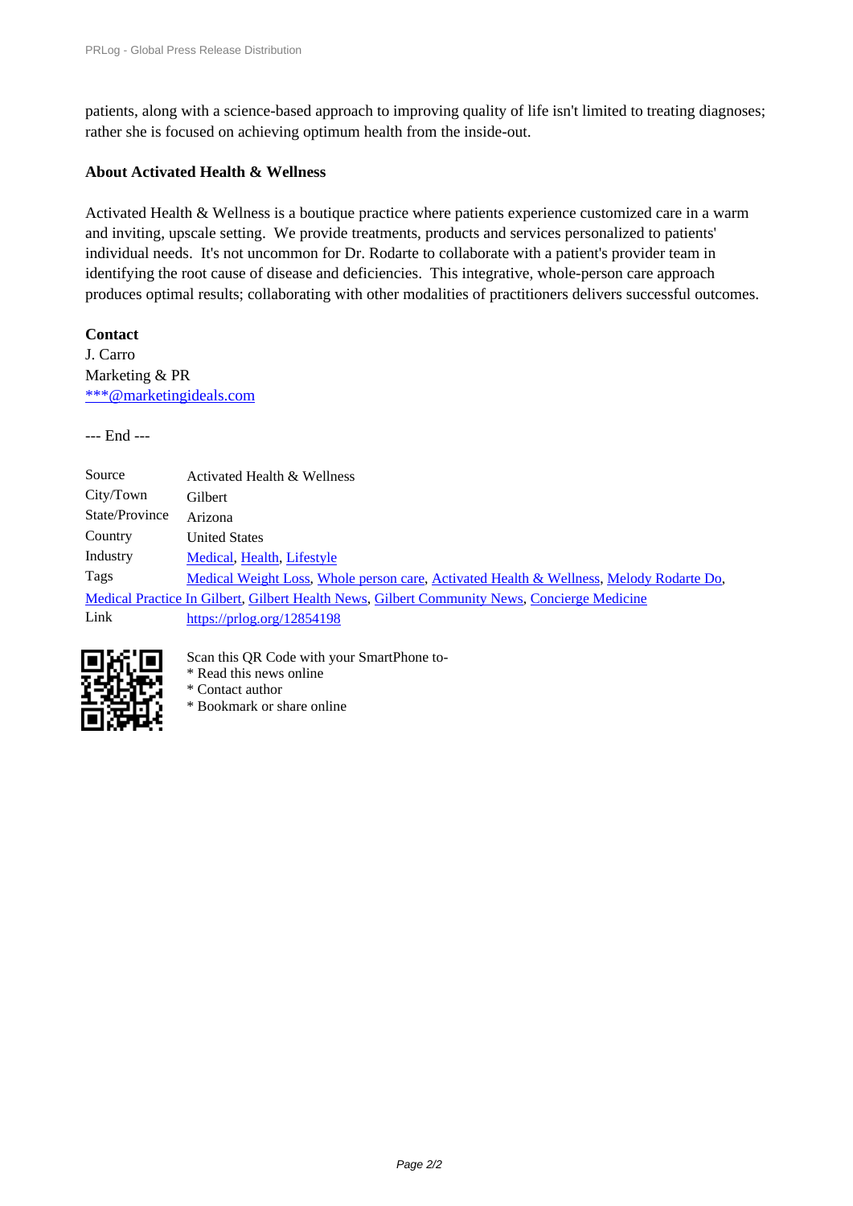patients, along with a science-based approach to improving quality of life isn't limited to treating diagnoses; rather she is focused on achieving optimum health from the inside-out.

**About Activated Health & Wellness**

Activated Health & Wellness is a boutique practice where patients experience customized care in a warm and inviting, upscale setting. We provide treatments, products and services personalized to patients' individual needs. It's not uncommon for Dr. Rodarte to collaborate with a patient's provider team in identifying the root cause of disease and deficiencies. This integrative, whole-person care approach produces optimal results; collaborating with other modalities of practitioners delivers successful outcomes.

**Contact**
J. Carro
Marketing & PR
***@marketingideals.com

--- End ---

| | |
|---|---|
| Source | Activated Health & Wellness |
| City/Town | Gilbert |
| State/Province | Arizona |
| Country | United States |
| Industry | Medical, Health, Lifestyle |
| Tags | Medical Weight Loss, Whole person care, Activated Health & Wellness, Melody Rodarte Do, Medical Practice In Gilbert, Gilbert Health News, Gilbert Community News, Concierge Medicine |
| Link | https://prlog.org/12854198 |

Scan this QR Code with your SmartPhone to-
* Read this news online
* Contact author
* Bookmark or share online